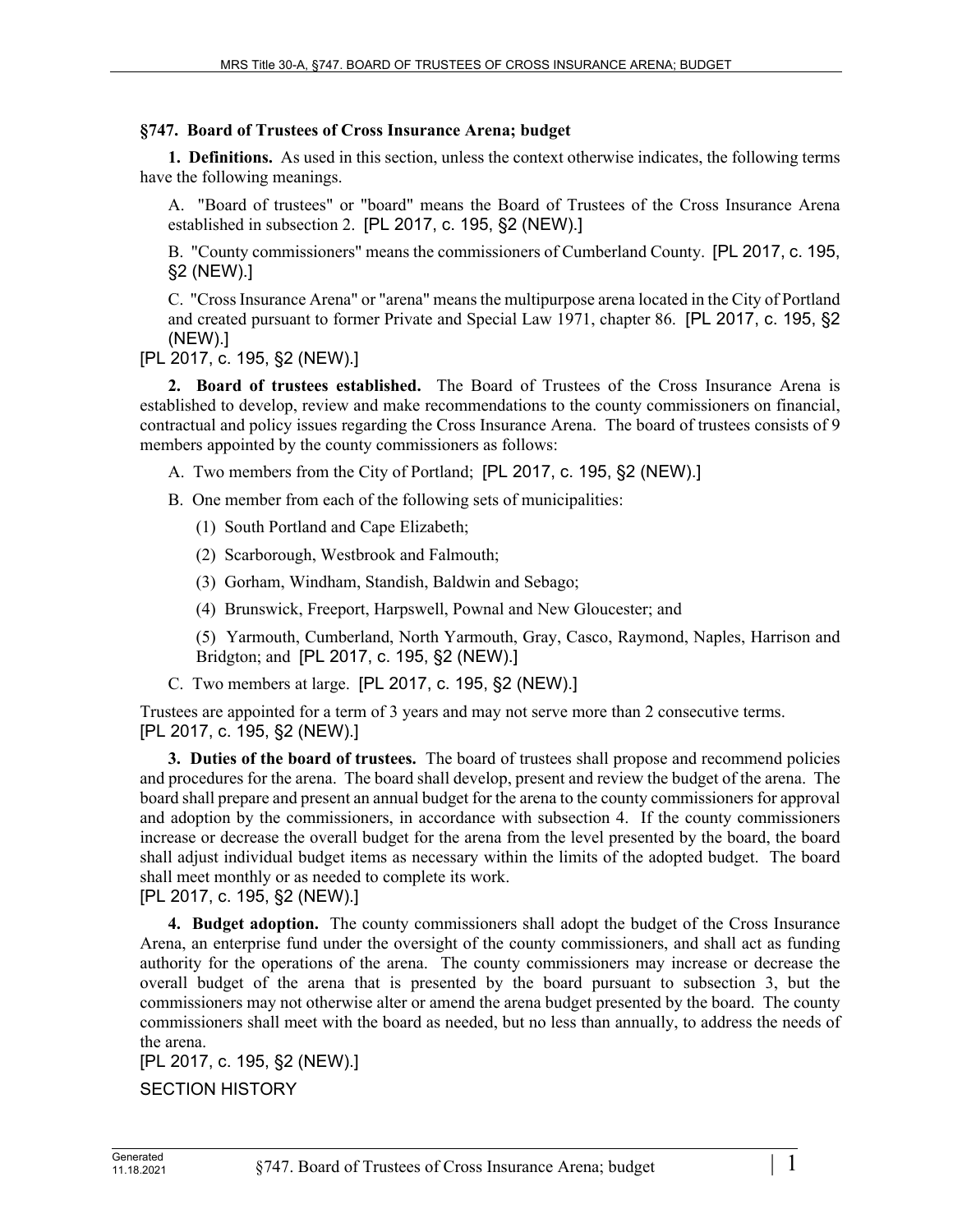## §747. Board of Trustees of Cross Insurance Arena; budget

**1. Definitions.** As used in this section, unless the context otherwise indicates, the following terms have the following meanings.

A. "Board of trustees" or "board" means the Board of Trustees of the Cross Insurance Arena established in subsection 2. [PL 2017, c. 195, §2 (NEW).]

B. "County commissioners" means the commissioners of Cumberland County. [PL 2017, c. 195, §2 (NEW).]

C. "Cross Insurance Arena" or "arena" means the multipurpose arena located in the City of Portland and created pursuant to former Private and Special Law 1971, chapter 86. [PL 2017, c. 195, §2 (NEW).]

[PL 2017, c. 195, §2 (NEW).]

**2. Board of trustees established.** The Board of Trustees of the Cross Insurance Arena is established to develop, review and make recommendations to the county commissioners on financial, contractual and policy issues regarding the Cross Insurance Arena. The board of trustees consists of 9 members appointed by the county commissioners as follows:

A. Two members from the City of Portland; [PL 2017, c. 195, §2 (NEW).]

B. One member from each of the following sets of municipalities:

(1) South Portland and Cape Elizabeth;

(2) Scarborough, Westbrook and Falmouth;

(3) Gorham, Windham, Standish, Baldwin and Sebago;

(4) Brunswick, Freeport, Harpswell, Pownal and New Gloucester; and

(5) Yarmouth, Cumberland, North Yarmouth, Gray, Casco, Raymond, Naples, Harrison and Bridgton; and [PL 2017, c. 195, §2 (NEW).]

C. Two members at large. [PL 2017, c. 195, §2 (NEW).]

Trustees are appointed for a term of 3 years and may not serve more than 2 consecutive terms.
[PL 2017, c. 195, §2 (NEW).]

**3. Duties of the board of trustees.** The board of trustees shall propose and recommend policies and procedures for the arena. The board shall develop, present and review the budget of the arena. The board shall prepare and present an annual budget for the arena to the county commissioners for approval and adoption by the commissioners, in accordance with subsection 4. If the county commissioners increase or decrease the overall budget for the arena from the level presented by the board, the board shall adjust individual budget items as necessary within the limits of the adopted budget. The board shall meet monthly or as needed to complete its work.
[PL 2017, c. 195, §2 (NEW).]

**4. Budget adoption.** The county commissioners shall adopt the budget of the Cross Insurance Arena, an enterprise fund under the oversight of the county commissioners, and shall act as funding authority for the operations of the arena. The county commissioners may increase or decrease the overall budget of the arena that is presented by the board pursuant to subsection 3, but the commissioners may not otherwise alter or amend the arena budget presented by the board. The county commissioners shall meet with the board as needed, but no less than annually, to address the needs of the arena.
[PL 2017, c. 195, §2 (NEW).]

SECTION HISTORY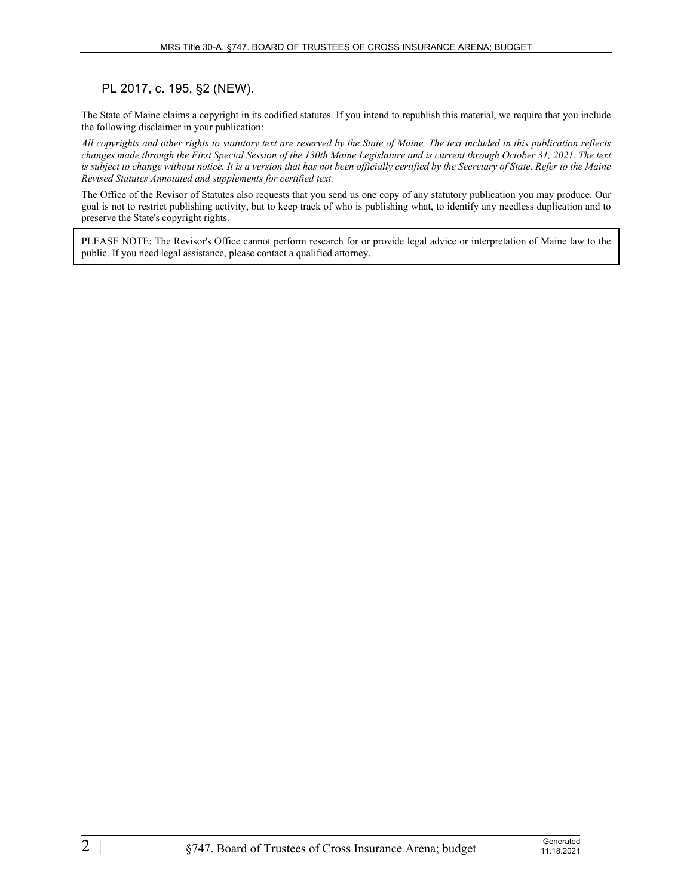PL 2017, c. 195, §2 (NEW).

The State of Maine claims a copyright in its codified statutes. If you intend to republish this material, we require that you include the following disclaimer in your publication:

*All copyrights and other rights to statutory text are reserved by the State of Maine. The text included in this publication reflects changes made through the First Special Session of the 130th Maine Legislature and is current through October 31, 2021. The text is subject to change without notice. It is a version that has not been officially certified by the Secretary of State. Refer to the Maine Revised Statutes Annotated and supplements for certified text.*

The Office of the Revisor of Statutes also requests that you send us one copy of any statutory publication you may produce. Our goal is not to restrict publishing activity, but to keep track of who is publishing what, to identify any needless duplication and to preserve the State's copyright rights.

PLEASE NOTE: The Revisor's Office cannot perform research for or provide legal advice or interpretation of Maine law to the public. If you need legal assistance, please contact a qualified attorney.